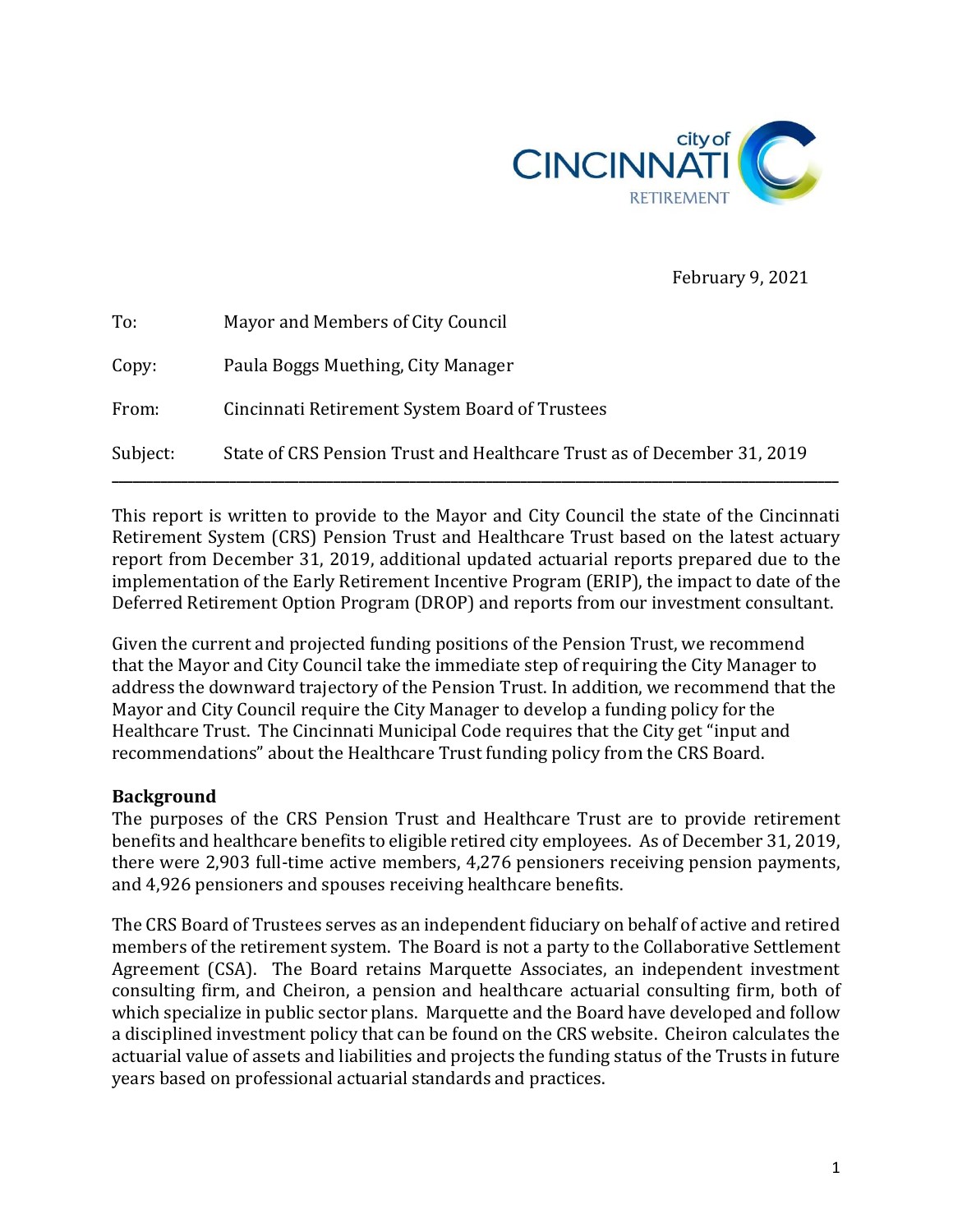February 9, 2021

To: Mayor and Members of City Council

Copy: Paula Boggs Muething, City Manager

From: Cincinnati Retirement System Board of Trustees

Subject: State of CRS Pension Trust and Healthcare Trust as of December 31, 2019

---

This report is written to provide to the Mayor and City Council the state of the Cincinnati Retirement System (CRS) Pension Trust and Healthcare Trust based on the latest actuary report from December 31, 2019, additional updated actuarial reports prepared due to the implementation of the Early Retirement Incentive Program (ERIP), the impact to date of the Deferred Retirement Option Program (DROP) and reports from our investment consultant.

Given the current and projected funding positions of the Pension Trust, we recommend that the Mayor and City Council take the immediate step of requiring the City Manager to address the downward trajectory of the Pension Trust. In addition, we recommend that the Mayor and City Council require the City Manager to develop a funding policy for the Healthcare Trust. The Cincinnati Municipal Code requires that the City get "input and recommendations" about the Healthcare Trust funding policy from the CRS Board.

**Background**

The purposes of the CRS Pension Trust and Healthcare Trust are to provide retirement benefits and healthcare benefits to eligible retired city employees. As of December 31, 2019, there were 2,903 full-time active members, 4,276 pensioners receiving pension payments, and 4,926 pensioners and spouses receiving healthcare benefits.

The CRS Board of Trustees serves as an independent fiduciary on behalf of active and retired members of the retirement system. The Board is not a party to the Collaborative Settlement Agreement (CSA). The Board retains Marquette Associates, an independent investment consulting firm, and Cheiron, a pension and healthcare actuarial consulting firm, both of which specialize in public sector plans. Marquette and the Board have developed and follow a disciplined investment policy that can be found on the CRS website. Cheiron calculates the actuarial value of assets and liabilities and projects the funding status of the Trusts in future years based on professional actuarial standards and practices.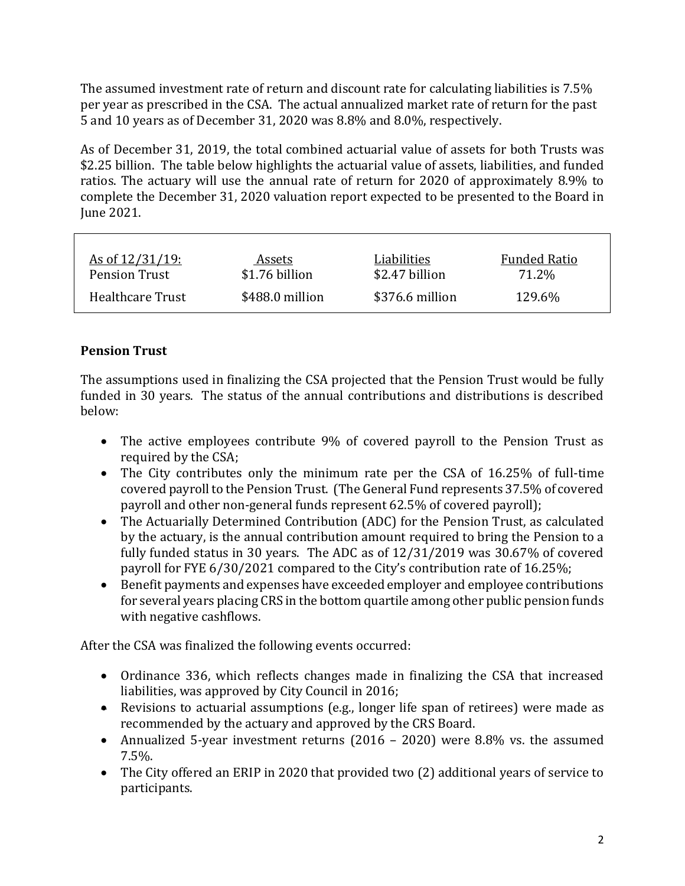The assumed investment rate of return and discount rate for calculating liabilities is 7.5% per year as prescribed in the CSA. The actual annualized market rate of return for the past 5 and 10 years as of December 31, 2020 was 8.8% and 8.0%, respectively.

As of December 31, 2019, the total combined actuarial value of assets for both Trusts was $2.25 billion. The table below highlights the actuarial value of assets, liabilities, and funded ratios. The actuary will use the annual rate of return for 2020 of approximately 8.9% to complete the December 31, 2020 valuation report expected to be presented to the Board in June 2021.

| As of 12/31/19: | Assets | Liabilities | Funded Ratio |
|---|---|---|---|
| Pension Trust | $1.76 billion | $2.47 billion | 71.2% |
| Healthcare Trust | $488.0 million | $376.6 million | 129.6% |

**Pension Trust**

The assumptions used in finalizing the CSA projected that the Pension Trust would be fully funded in 30 years. The status of the annual contributions and distributions is described below:

- The active employees contribute 9% of covered payroll to the Pension Trust as required by the CSA;
- The City contributes only the minimum rate per the CSA of 16.25% of full-time covered payroll to the Pension Trust. (The General Fund represents 37.5% of covered payroll and other non-general funds represent 62.5% of covered payroll);
- The Actuarially Determined Contribution (ADC) for the Pension Trust, as calculated by the actuary, is the annual contribution amount required to bring the Pension to a fully funded status in 30 years. The ADC as of 12/31/2019 was 30.67% of covered payroll for FYE 6/30/2021 compared to the City's contribution rate of 16.25%;
- Benefit payments and expenses have exceeded employer and employee contributions for several years placing CRS in the bottom quartile among other public pension funds with negative cashflows.

After the CSA was finalized the following events occurred:

- Ordinance 336, which reflects changes made in finalizing the CSA that increased liabilities, was approved by City Council in 2016;
- Revisions to actuarial assumptions (e.g., longer life span of retirees) were made as recommended by the actuary and approved by the CRS Board.
- Annualized 5-year investment returns (2016 – 2020) were 8.8% vs. the assumed 7.5%.
- The City offered an ERIP in 2020 that provided two (2) additional years of service to participants.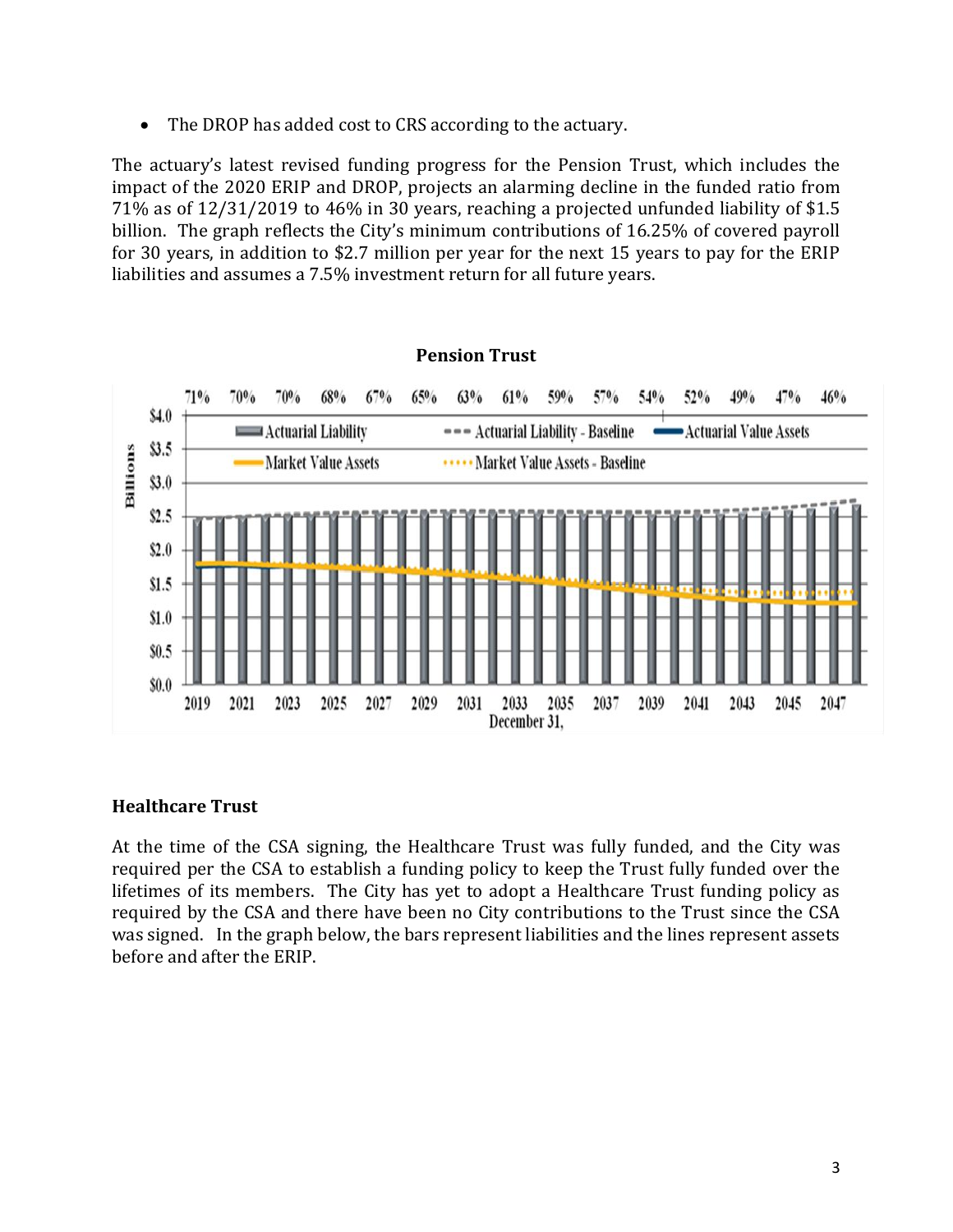- The DROP has added cost to CRS according to the actuary.

The actuary's latest revised funding progress for the Pension Trust, which includes the impact of the 2020 ERIP and DROP, projects an alarming decline in the funded ratio from 71% as of 12/31/2019 to 46% in 30 years, reaching a projected unfunded liability of $1.5 billion. The graph reflects the City's minimum contributions of 16.25% of covered payroll for 30 years, in addition to $2.7 million per year for the next 15 years to pay for the ERIP liabilities and assumes a 7.5% investment return for all future years.

**Pension Trust**

## Healthcare Trust

At the time of the CSA signing, the Healthcare Trust was fully funded, and the City was required per the CSA to establish a funding policy to keep the Trust fully funded over the lifetimes of its members. The City has yet to adopt a Healthcare Trust funding policy as required by the CSA and there have been no City contributions to the Trust since the CSA was signed. In the graph below, the bars represent liabilities and the lines represent assets before and after the ERIP.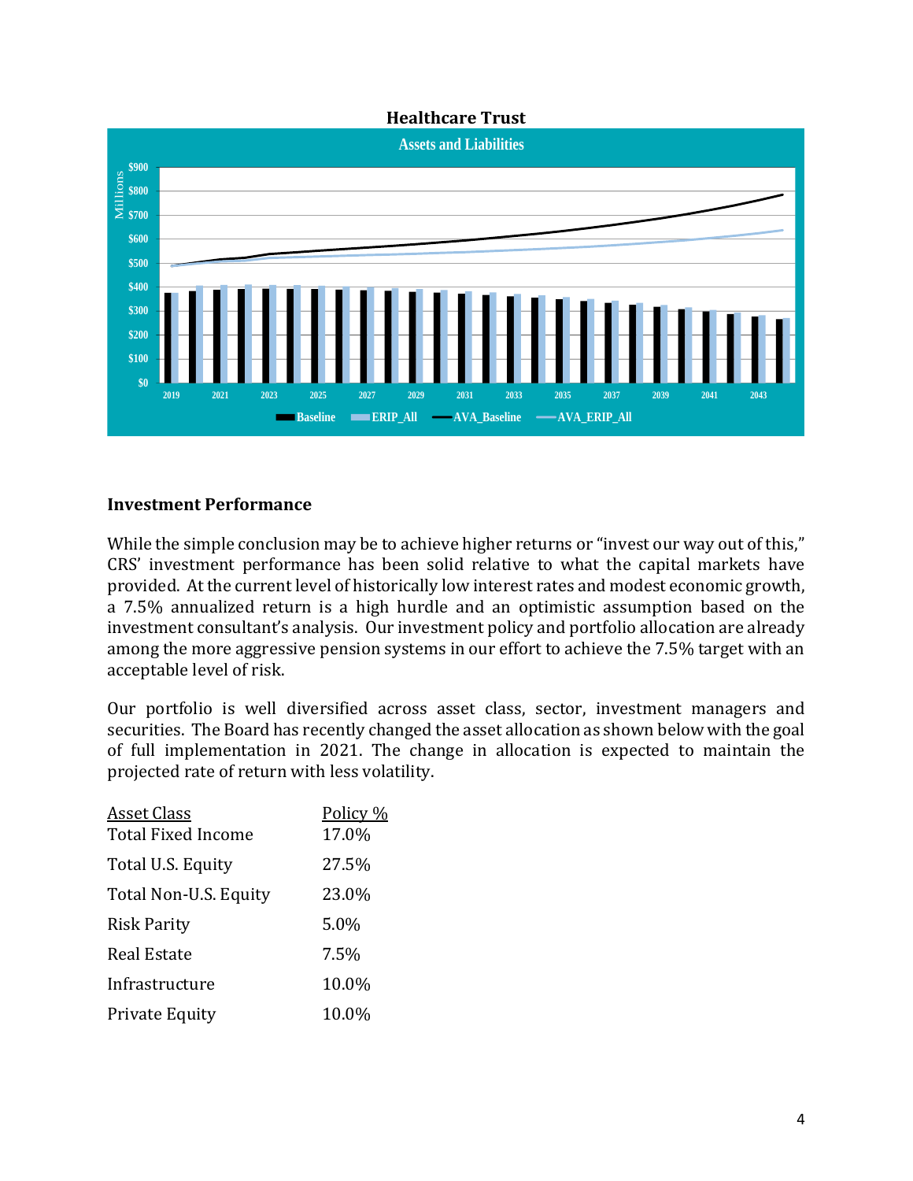**Healthcare Trust**

### Investment Performance

While the simple conclusion may be to achieve higher returns or "invest our way out of this," CRS' investment performance has been solid relative to what the capital markets have provided. At the current level of historically low interest rates and modest economic growth, a 7.5% annualized return is a high hurdle and an optimistic assumption based on the investment consultant's analysis. Our investment policy and portfolio allocation are already among the more aggressive pension systems in our effort to achieve the 7.5% target with an acceptable level of risk.

Our portfolio is well diversified across asset class, sector, investment managers and securities. The Board has recently changed the asset allocation as shown below with the goal of full implementation in 2021. The change in allocation is expected to maintain the projected rate of return with less volatility.

| Asset Class | Policy % |
|---|---|
| Total Fixed Income | 17.0% |
| Total U.S. Equity | 27.5% |
| Total Non-U.S. Equity | 23.0% |
| Risk Parity | 5.0% |
| Real Estate | 7.5% |
| Infrastructure | 10.0% |
| Private Equity | 10.0% |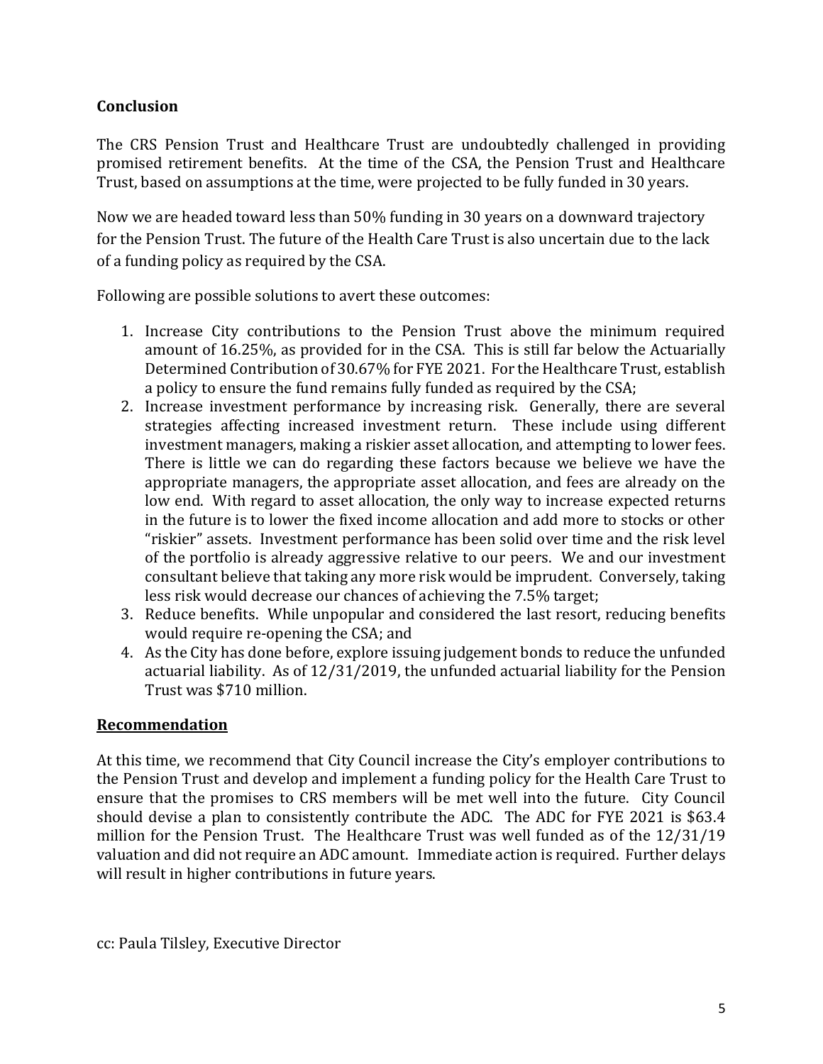**Conclusion**

The CRS Pension Trust and Healthcare Trust are undoubtedly challenged in providing promised retirement benefits. At the time of the CSA, the Pension Trust and Healthcare Trust, based on assumptions at the time, were projected to be fully funded in 30 years.

Now we are headed toward less than 50% funding in 30 years on a downward trajectory for the Pension Trust. The future of the Health Care Trust is also uncertain due to the lack of a funding policy as required by the CSA.

Following are possible solutions to avert these outcomes:

1. Increase City contributions to the Pension Trust above the minimum required amount of 16.25%, as provided for in the CSA. This is still far below the Actuarially Determined Contribution of 30.67% for FYE 2021. For the Healthcare Trust, establish a policy to ensure the fund remains fully funded as required by the CSA;
2. Increase investment performance by increasing risk. Generally, there are several strategies affecting increased investment return. These include using different investment managers, making a riskier asset allocation, and attempting to lower fees. There is little we can do regarding these factors because we believe we have the appropriate managers, the appropriate asset allocation, and fees are already on the low end. With regard to asset allocation, the only way to increase expected returns in the future is to lower the fixed income allocation and add more to stocks or other "riskier" assets. Investment performance has been solid over time and the risk level of the portfolio is already aggressive relative to our peers. We and our investment consultant believe that taking any more risk would be imprudent. Conversely, taking less risk would decrease our chances of achieving the 7.5% target;
3. Reduce benefits. While unpopular and considered the last resort, reducing benefits would require re-opening the CSA; and
4. As the City has done before, explore issuing judgement bonds to reduce the unfunded actuarial liability. As of 12/31/2019, the unfunded actuarial liability for the Pension Trust was $710 million.

**Recommendation**

At this time, we recommend that City Council increase the City's employer contributions to the Pension Trust and develop and implement a funding policy for the Health Care Trust to ensure that the promises to CRS members will be met well into the future. City Council should devise a plan to consistently contribute the ADC. The ADC for FYE 2021 is $63.4 million for the Pension Trust. The Healthcare Trust was well funded as of the 12/31/19 valuation and did not require an ADC amount. Immediate action is required. Further delays will result in higher contributions in future years.

cc: Paula Tilsley, Executive Director